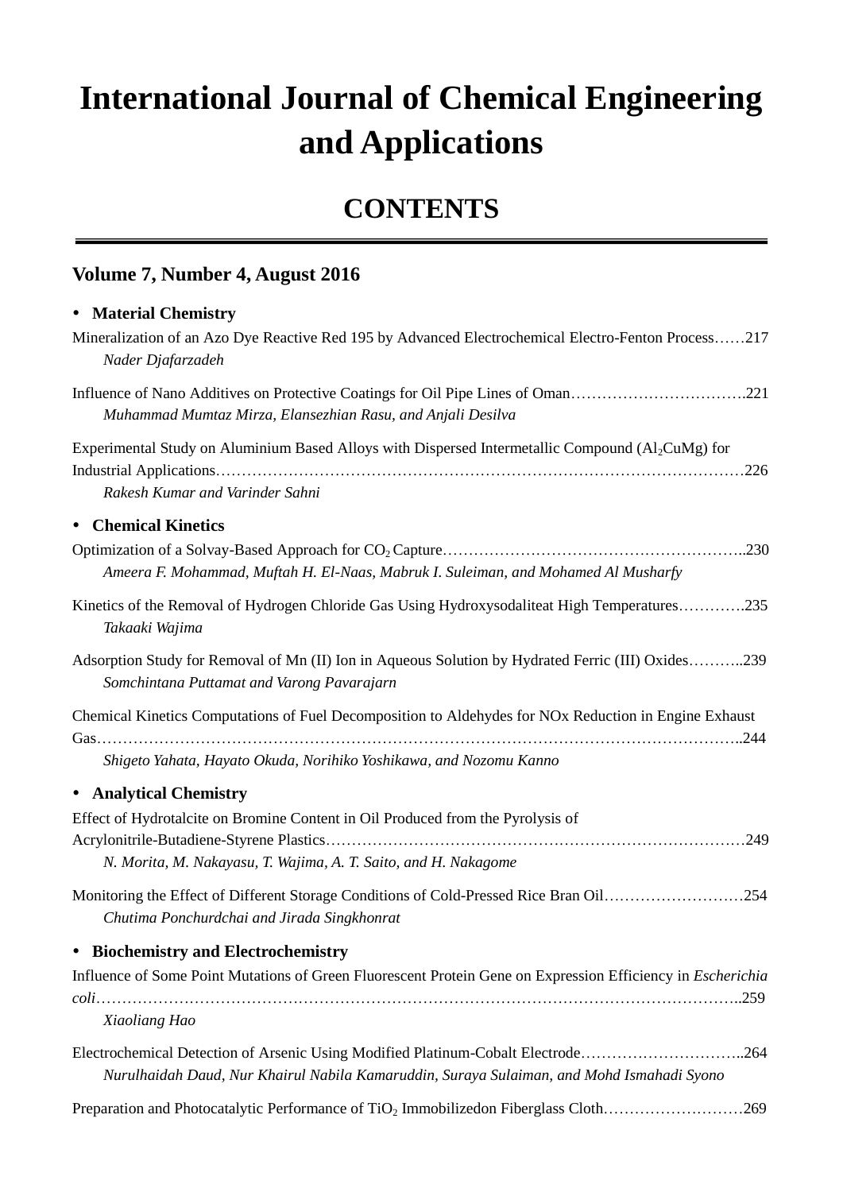# International Journal of Chemical Engineering and Applications

## CONTENTS

### Volume 7, Number 4, August 2016

- **Material Chemistry**

Mineralization of an Azo Dye Reactive Red 195 by Advanced Electrochemical Electro-Fenton Process……217
*Nader Djafarzadeh*

Influence of Nano Additives on Protective Coatings for Oil Pipe Lines of Oman…………………………….221
*Muhammad Mumtaz Mirza, Elansezhian Rasu, and Anjali Desilva*

Experimental Study on Aluminium Based Alloys with Dispersed Intermetallic Compound ($Al_2CuMg$) for Industrial Applications…………………………………………………………………………………………226
*Rakesh Kumar and Varinder Sahni*

- **Chemical Kinetics**

Optimization of a Solvay-Based Approach for $CO_2$ Capture…………………………………………………..230
*Ameera F. Mohammad, Muftah H. El-Naas, Mabruk I. Suleiman, and Mohamed Al Musharfy*

Kinetics of the Removal of Hydrogen Chloride Gas Using Hydroxysodaliteat High Temperatures………….235
*Takaaki Wajima*

Adsorption Study for Removal of Mn (II) Ion in Aqueous Solution by Hydrated Ferric (III) Oxides………..239
*Somchintana Puttamat and Varong Pavarajarn*

Chemical Kinetics Computations of Fuel Decomposition to Aldehydes for NOx Reduction in Engine Exhaust Gas………………………………………………………………………………………………………..244
*Shigeto Yahata, Hayato Okuda, Norihiko Yoshikawa, and Nozomu Kanno*

- **Analytical Chemistry**

Effect of Hydrotalcite on Bromine Content in Oil Produced from the Pyrolysis of Acrylonitrile-Butadiene-Styrene Plastics………………………………………………………………………249
*N. Morita, M. Nakayasu, T. Wajima, A. T. Saito, and H. Nakagome*

Monitoring the Effect of Different Storage Conditions of Cold-Pressed Rice Bran Oil………………………254
*Chutima Ponchurdchai and Jirada Singkhonrat*

- **Biochemistry and Electrochemistry**

Influence of Some Point Mutations of Green Fluorescent Protein Gene on Expression Efficiency in *Escherichia coli*…………………………………………………………………………………………………………..259
*Xiaoliang Hao*

Electrochemical Detection of Arsenic Using Modified Platinum-Cobalt Electrode…………………………..264
*Nurulhaidah Daud, Nur Khairul Nabila Kamaruddin, Suraya Sulaiman, and Mohd Ismahadi Syono*

Preparation and Photocatalytic Performance of $TiO_2$ Immobilizedon Fiberglass Cloth………………………269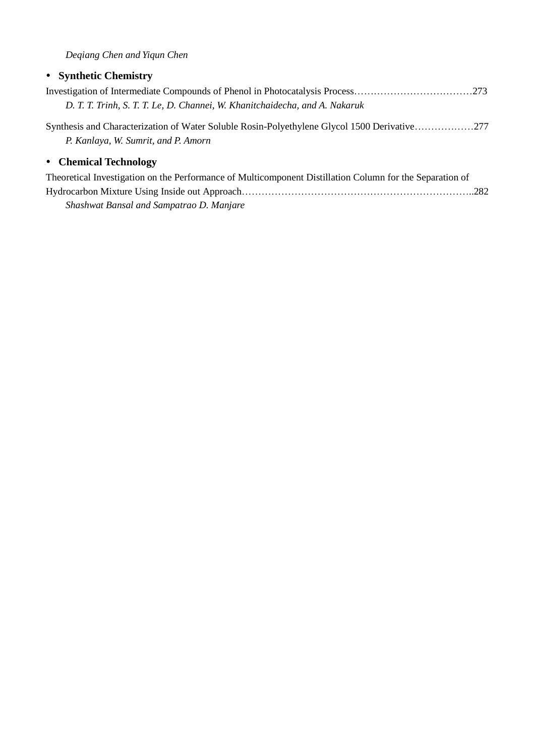*Deqiang Chen and Yiqun Chen*

- **Synthetic Chemistry**

Investigation of Intermediate Compounds of Phenol in Photocatalysis Process………………………………273
*D. T. T. Trinh, S. T. T. Le, D. Channei, W. Khanitchaidecha, and A. Nakaruk*

Synthesis and Characterization of Water Soluble Rosin-Polyethylene Glycol 1500 Derivative………………277
*P. Kanlaya, W. Sumrit, and P. Amorn*

- **Chemical Technology**

Theoretical Investigation on the Performance of Multicomponent Distillation Column for the Separation of Hydrocarbon Mixture Using Inside out Approach……………………………………………………………..282
*Shashwat Bansal and Sampatrao D. Manjare*